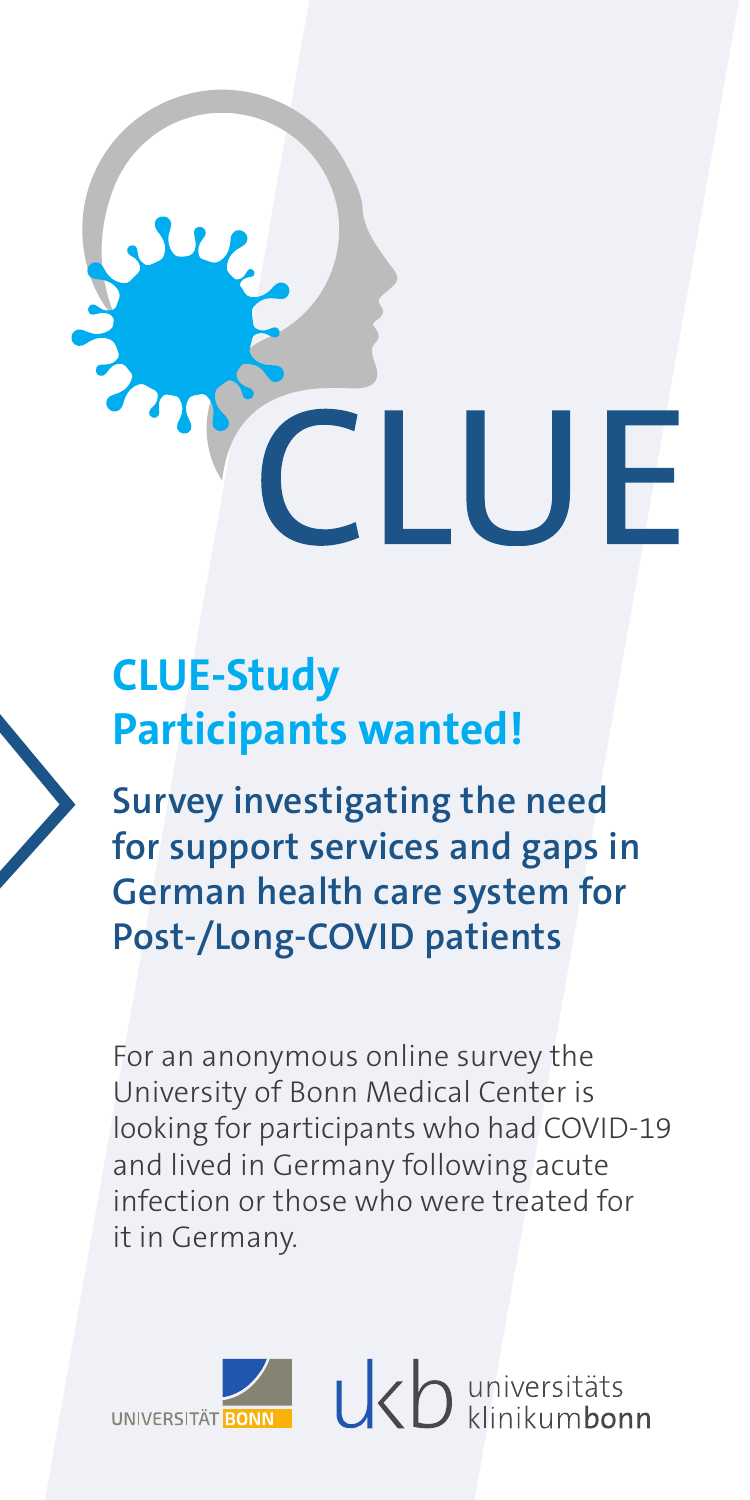# CLUE

## CLUE-Study
## Participants wanted!

**Survey investigating the need for support services and gaps in German health care system for Post-/Long-COVID patients**

For an anonymous online survey the University of Bonn Medical Center is looking for participants who had COVID-19 and lived in Germany following acute infection or those who were treated for it in Germany.

UNIVERSITÄT BONN

ukb universitäts klinikumbonn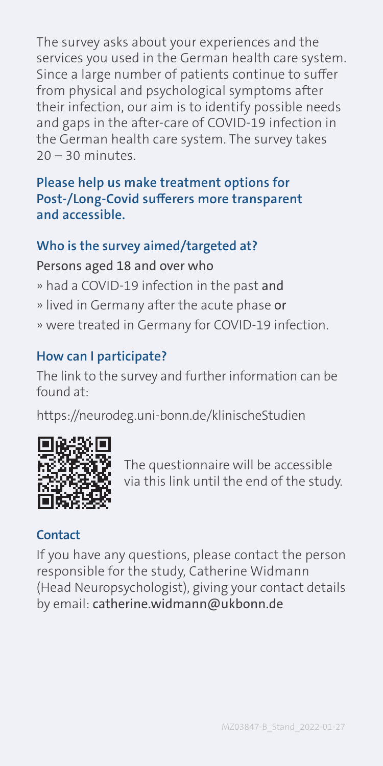The survey asks about your experiences and the services you used in the German health care system. Since a large number of patients continue to suffer from physical and psychological symptoms after their infection, our aim is to identify possible needs and gaps in the after-care of COVID-19 infection in the German health care system. The survey takes 20 – 30 minutes.

**Please help us make treatment options for Post-/Long-Covid sufferers more transparent and accessible.**

## Who is the survey aimed/targeted at?

Persons aged 18 and over who

» had a COVID-19 infection in the past **and**

» lived in Germany after the acute phase **or**

» were treated in Germany for COVID-19 infection.

## How can I participate?

The link to the survey and further information can be found at:

https://neurodeg.uni-bonn.de/klinischeStudien

The questionnaire will be accessible via this link until the end of the study.

## Contact

If you have any questions, please contact the person responsible for the study, Catherine Widmann (Head Neuropsychologist), giving your contact details by email: catherine.widmann@ukbonn.de

MZ03847-B_Stand_2022-01-27